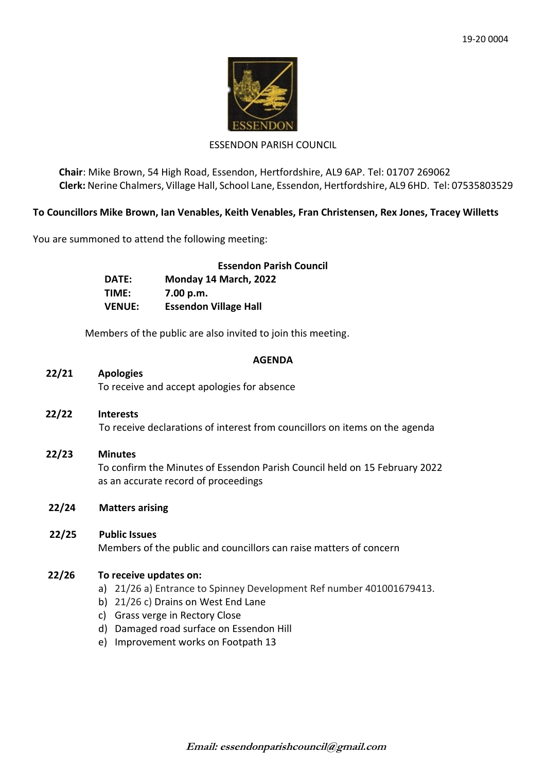19-20 0004

ESSENDON PARISH COUNCIL

**Chair**: Mike Brown, 54 High Road, Essendon, Hertfordshire, AL9 6AP. Tel: 01707 269062
**Clerk:** Nerine Chalmers, Village Hall, School Lane, Essendon, Hertfordshire, AL9 6HD. Tel: 07535803529

**To Councillors Mike Brown, Ian Venables, Keith Venables, Fran Christensen, Rex Jones, Tracey Willetts**

You are summoned to attend the following meeting:

**Essendon Parish Council**

| | |
|---|---|
| **DATE:** | **Monday 14 March, 2022** |
| **TIME:** | **7.00 p.m.** |
| **VENUE:** | **Essendon Village Hall** |

Members of the public are also invited to join this meeting.

## AGENDA

**22/21 Apologies**
To receive and accept apologies for absence

**22/22 Interests**
To receive declarations of interest from councillors on items on the agenda

**22/23 Minutes**
To confirm the Minutes of Essendon Parish Council held on 15 February 2022 as an accurate record of proceedings

**22/24 Matters arising**

**22/25 Public Issues**
Members of the public and councillors can raise matters of concern

**22/26 To receive updates on:**

a) 21/26 a) Entrance to Spinney Development Ref number 401001679413.
b) 21/26 c) Drains on West End Lane
c) Grass verge in Rectory Close
d) Damaged road surface on Essendon Hill
e) Improvement works on Footpath 13

*Email: essendonparishcouncil@gmail.com*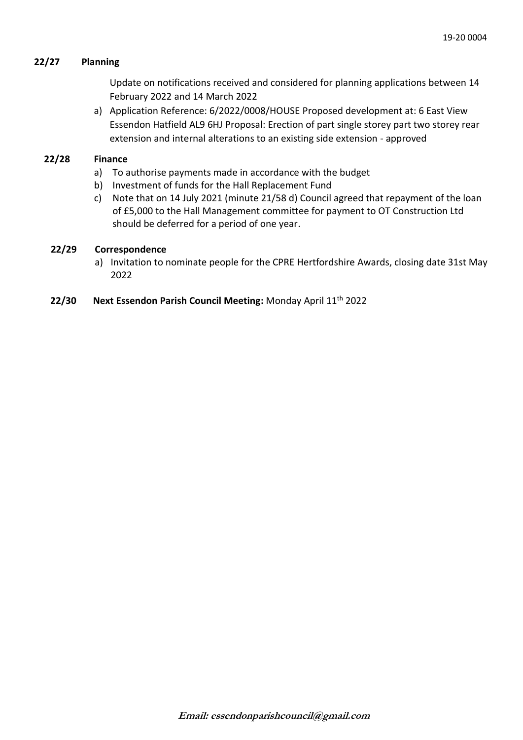**22/27 Planning**

Update on notifications received and considered for planning applications between 14 February 2022 and 14 March 2022

a) Application Reference: 6/2022/0008/HOUSE Proposed development at: 6 East View Essendon Hatfield AL9 6HJ Proposal: Erection of part single storey part two storey rear extension and internal alterations to an existing side extension - approved

**22/28 Finance**

a) To authorise payments made in accordance with the budget
b) Investment of funds for the Hall Replacement Fund
c) Note that on 14 July 2021 (minute 21/58 d) Council agreed that repayment of the loan of £5,000 to the Hall Management committee for payment to OT Construction Ltd should be deferred for a period of one year.

**22/29 Correspondence**

a) Invitation to nominate people for the CPRE Hertfordshire Awards, closing date 31st May 2022

**22/30 Next Essendon Parish Council Meeting:** Monday April 11th 2022

***Email: essendonparishcouncil@gmail.com***